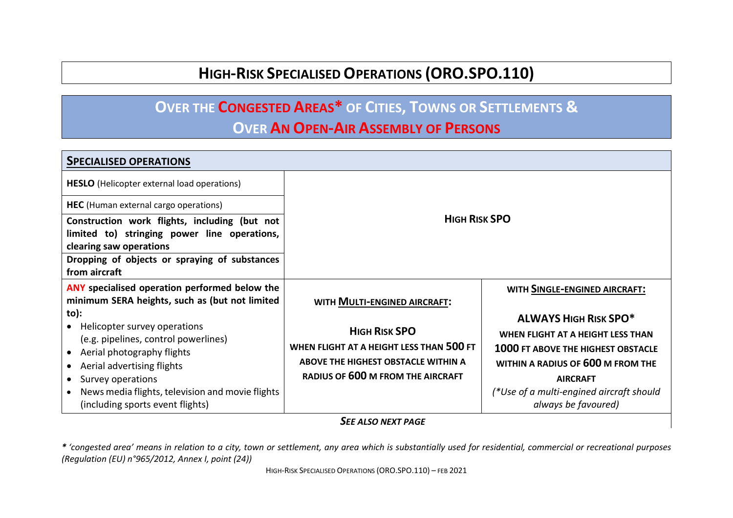# HIGH-RISK SPECIALISED OPERATIONS (ORO.SPO.110)

## OVER THE CONGESTED AREAS* OF CITIES, TOWNS OR SETTLEMENTS & OVER AN OPEN-AIR ASSEMBLY OF PERSONS

| **SPECIALISED OPERATIONS** | | |
|---|---|---|
| **HESLO** (Helicopter external load operations)<br>**HEC** (Human external cargo operations)<br>**Construction work flights, including (but not limited to) stringing power line operations, clearing saw operations**<br>**Dropping of objects or spraying of substances from aircraft** | **HIGH RISK SPO** | |
| **ANY specialised operation performed below the minimum SERA heights, such as (but not limited to):**<br>• Helicopter survey operations (e.g. pipelines, control powerlines)<br>• Aerial photography flights<br>• Aerial advertising flights<br>• Survey operations<br>• News media flights, television and movie flights (including sports event flights) | **WITH MULTI-ENGINED AIRCRAFT:**<br><br>**HIGH RISK SPO**<br>**WHEN FLIGHT AT A HEIGHT LESS THAN 500 FT ABOVE THE HIGHEST OBSTACLE WITHIN A RADIUS OF 600 M FROM THE AIRCRAFT** | **WITH SINGLE-ENGINED AIRCRAFT:**<br><br>**ALWAYS HIGH RISK SPO***<br>**WHEN FLIGHT AT A HEIGHT LESS THAN 1000 FT ABOVE THE HIGHEST OBSTACLE WITHIN A RADIUS OF 600 M FROM THE AIRCRAFT**<br>*(*Use of a multi-engined aircraft should always be favoured)* |

***SEE ALSO NEXT PAGE***

*\* 'congested area' means in relation to a city, town or settlement, any area which is substantially used for residential, commercial or recreational purposes (Regulation (EU) n°965/2012, Annex I, point (24))*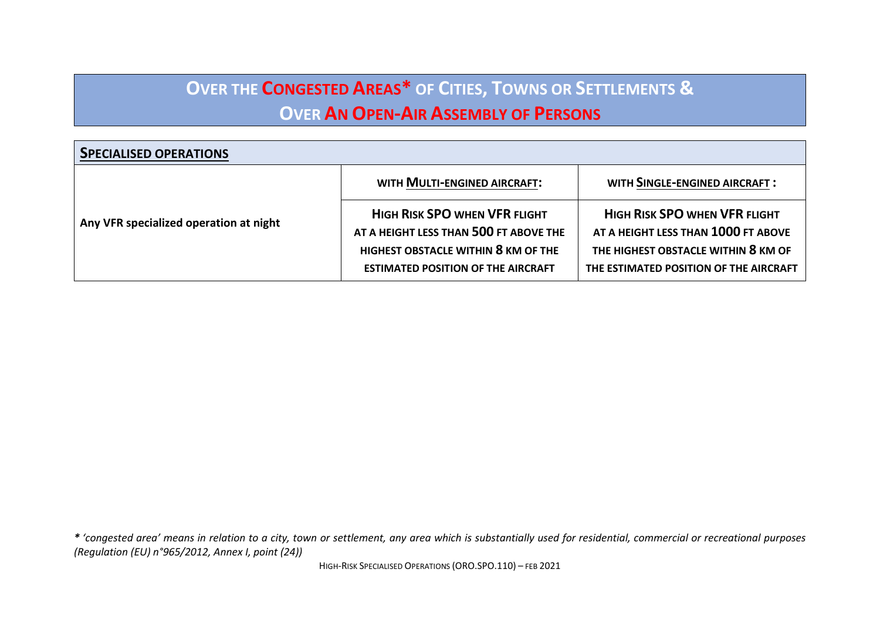# Over the Congested Areas* of Cities, Towns or Settlements & Over An Open-Air Assembly of Persons

| **Specialised operations** | | |
|---|---|---|
| | **with Multi-engined aircraft:** | **with Single-engined aircraft :** |
| **Any VFR specialized operation at night** | **High Risk SPO when VFR flight at a height less than 500 ft above the highest obstacle within 8 km of the estimated position of the aircraft** | **High Risk SPO when VFR flight at a height less than 1000 ft above the highest obstacle within 8 km of the estimated position of the aircraft** |

***** *'congested area' means in relation to a city, town or settlement, any area which is substantially used for residential, commercial or recreational purposes (Regulation (EU) n°965/2012, Annex I, point (24))*

High-Risk Specialised Operations (ORO.SPO.110) – Feb 2021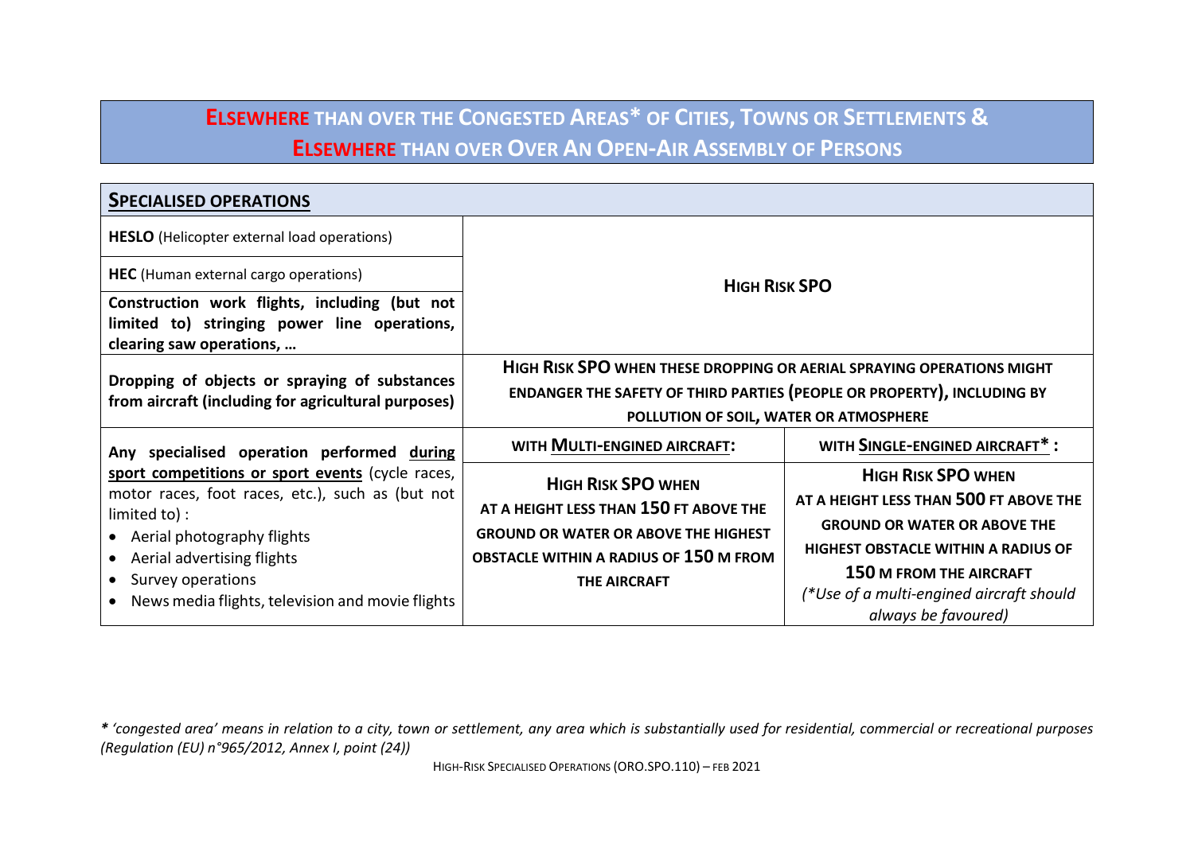# ELSEWHERE THAN OVER THE CONGESTED AREAS* OF CITIES, TOWNS OR SETTLEMENTS & ELSEWHERE THAN OVER OVER AN OPEN-AIR ASSEMBLY OF PERSONS

| **SPECIALISED OPERATIONS** | | |
|---|---|---|
| **HESLO** (Helicopter external load operations) | **HIGH RISK SPO** | |
| **HEC** (Human external cargo operations) | | |
| **Construction work flights, including (but not limited to) stringing power line operations, clearing saw operations, …** | | |
| **Dropping of objects or spraying of substances from aircraft (including for agricultural purposes)** | **HIGH RISK SPO WHEN THESE DROPPING OR AERIAL SPRAYING OPERATIONS MIGHT ENDANGER THE SAFETY OF THIRD PARTIES (PEOPLE OR PROPERTY), INCLUDING BY POLLUTION OF SOIL, WATER OR ATMOSPHERE** | |
| **Any specialised operation performed <u>during sport competitions or sport events</u>** (cycle races, motor races, foot races, etc.), such as (but not limited to) :<br>• Aerial photography flights<br>• Aerial advertising flights<br>• Survey operations<br>• News media flights, television and movie flights | **WITH <u>MULTI-ENGINED AIRCRAFT</u>:**<br><br>**HIGH RISK SPO WHEN AT A HEIGHT LESS THAN 150 FT ABOVE THE GROUND OR WATER OR ABOVE THE HIGHEST OBSTACLE WITHIN A RADIUS OF 150 M FROM THE AIRCRAFT** | **WITH <u>SINGLE-ENGINED AIRCRAFT</u>* :**<br><br>**HIGH RISK SPO WHEN AT A HEIGHT LESS THAN 500 FT ABOVE THE GROUND OR WATER OR ABOVE THE HIGHEST OBSTACLE WITHIN A RADIUS OF 150 M FROM THE AIRCRAFT**<br>*(*Use of a multi-engined aircraft should always be favoured)* |

*** *'congested area' means in relation to a city, town or settlement, any area which is substantially used for residential, commercial or recreational purposes (Regulation (EU) n°965/2012, Annex I, point (24))*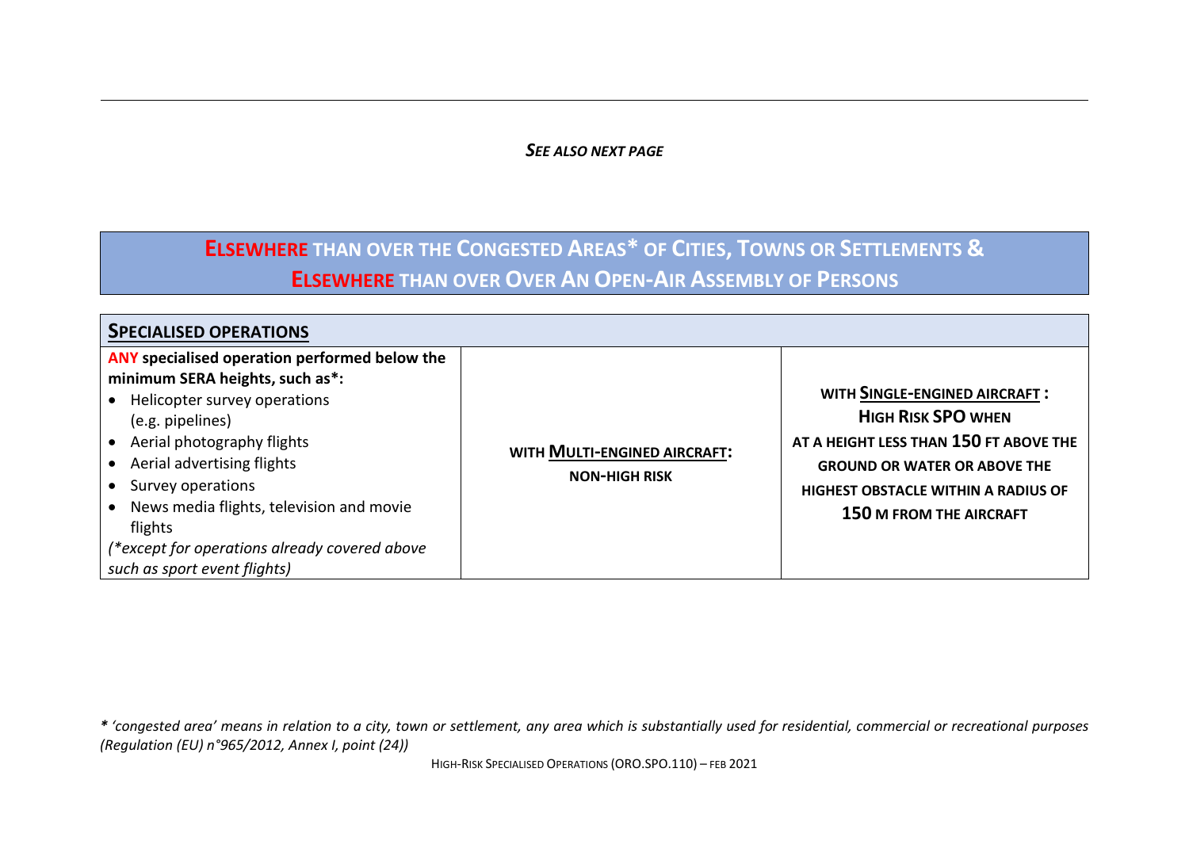*SEE ALSO NEXT PAGE*

## ELSEWHERE THAN OVER THE CONGESTED AREAS* OF CITIES, TOWNS OR SETTLEMENTS & ELSEWHERE THAN OVER OVER AN OPEN-AIR ASSEMBLY OF PERSONS

| **SPECIALISED OPERATIONS** | | |
|---|---|---|
| **ANY specialised operation performed below the minimum SERA heights, such as*:**<br>• Helicopter survey operations (e.g. pipelines)<br>• Aerial photography flights<br>• Aerial advertising flights<br>• Survey operations<br>• News media flights, television and movie flights<br>*(*except for operations already covered above such as sport event flights)* | **WITH MULTI-ENGINED AIRCRAFT:**<br>**NON-HIGH RISK** | **WITH SINGLE-ENGINED AIRCRAFT :**<br>**HIGH RISK SPO WHEN AT A HEIGHT LESS THAN 150 FT ABOVE THE GROUND OR WATER OR ABOVE THE HIGHEST OBSTACLE WITHIN A RADIUS OF 150 M FROM THE AIRCRAFT** |

*\* 'congested area' means in relation to a city, town or settlement, any area which is substantially used for residential, commercial or recreational purposes (Regulation (EU) n°965/2012, Annex I, point (24))*